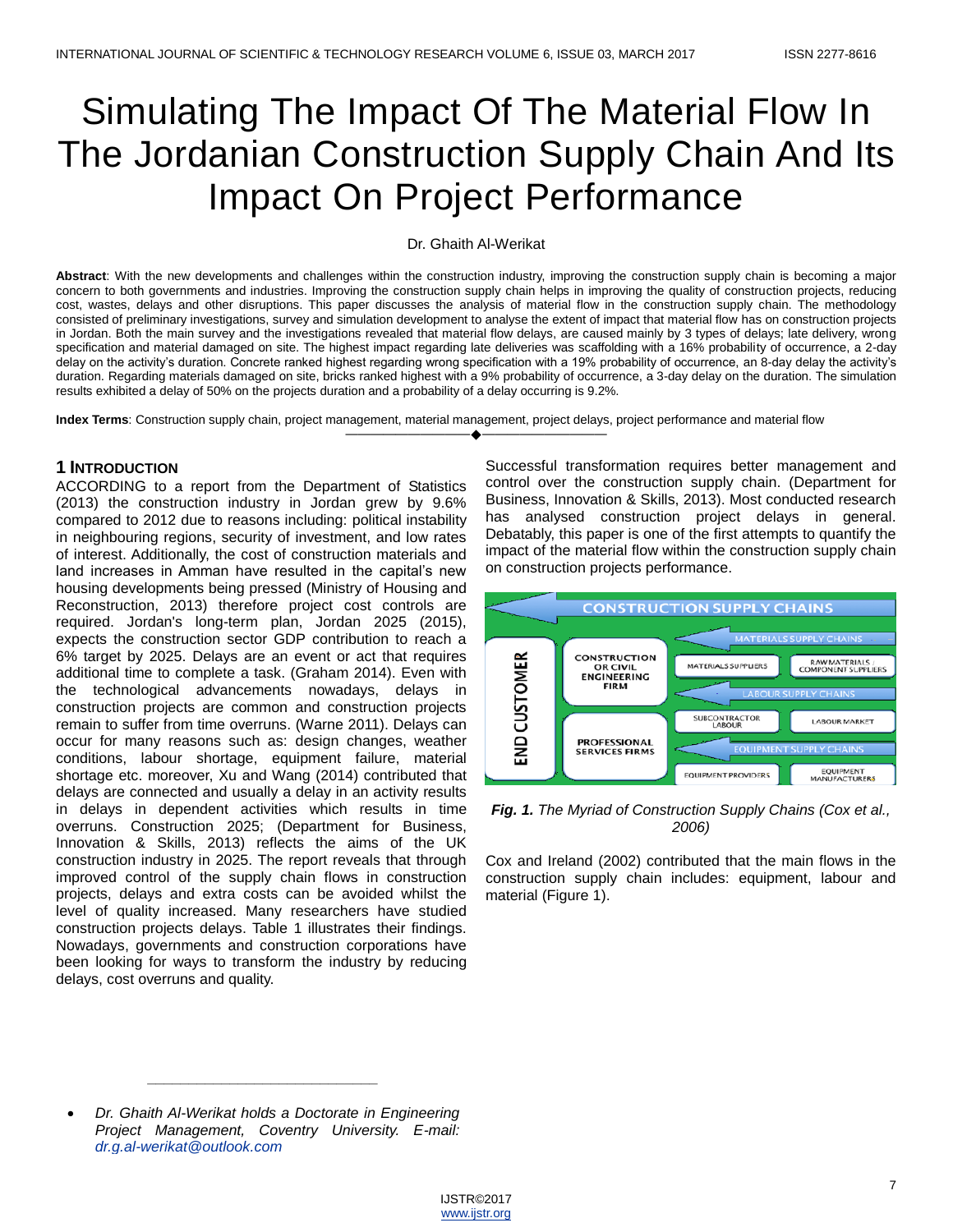# Simulating The Impact Of The Material Flow In The Jordanian Construction Supply Chain And Its Impact On Project Performance

Dr. Ghaith Al-Werikat

**Abstract**: With the new developments and challenges within the construction industry, improving the construction supply chain is becoming a major concern to both governments and industries. Improving the construction supply chain helps in improving the quality of construction projects, reducing cost, wastes, delays and other disruptions. This paper discusses the analysis of material flow in the construction supply chain. The methodology consisted of preliminary investigations, survey and simulation development to analyse the extent of impact that material flow has on construction projects in Jordan. Both the main survey and the investigations revealed that material flow delays, are caused mainly by 3 types of delays; late delivery, wrong specification and material damaged on site. The highest impact regarding late deliveries was scaffolding with a 16% probability of occurrence, a 2-day delay on the activity's duration. Concrete ranked highest regarding wrong specification with a 19% probability of occurrence, an 8-day delay the activity's duration. Regarding materials damaged on site, bricks ranked highest with a 9% probability of occurrence, a 3-day delay on the duration. The simulation results exhibited a delay of 50% on the projects duration and a probability of a delay occurring is 9.2%.

**Index Terms**: Construction supply chain, project management, material management, project delays, project performance and material flow

## 1 Introduction

ACCORDING to a report from the Department of Statistics (2013) the construction industry in Jordan grew by 9.6% compared to 2012 due to reasons including: political instability in neighbouring regions, security of investment, and low rates of interest. Additionally, the cost of construction materials and land increases in Amman have resulted in the capital's new housing developments being pressed (Ministry of Housing and Reconstruction, 2013) therefore project cost controls are required. Jordan's long-term plan, Jordan 2025 (2015), expects the construction sector GDP contribution to reach a 6% target by 2025. Delays are an event or act that requires additional time to complete a task. (Graham 2014). Even with the technological advancements nowadays, delays in construction projects are common and construction projects remain to suffer from time overruns. (Warne 2011). Delays can occur for many reasons such as: design changes, weather conditions, labour shortage, equipment failure, material shortage etc. moreover, Xu and Wang (2014) contributed that delays are connected and usually a delay in an activity results in delays in dependent activities which results in time overruns. Construction 2025; (Department for Business, Innovation & Skills, 2013) reflects the aims of the UK construction industry in 2025. The report reveals that through improved control of the supply chain flows in construction projects, delays and extra costs can be avoided whilst the level of quality increased. Many researchers have studied construction projects delays. Table 1 illustrates their findings. Nowadays, governments and construction corporations have been looking for ways to transform the industry by reducing delays, cost overruns and quality.

Successful transformation requires better management and control over the construction supply chain. (Department for Business, Innovation & Skills, 2013). Most conducted research has analysed construction project delays in general. Debatably, this paper is one of the first attempts to quantify the impact of the material flow within the construction supply chain on construction projects performance.

***Fig. 1.*** *The Myriad of Construction Supply Chains (Cox et al., 2006)*

Cox and Ireland (2002) contributed that the main flows in the construction supply chain includes: equipment, labour and material (Figure 1).

- *Dr. Ghaith Al-Werikat holds a Doctorate in Engineering Project Management, Coventry University. E-mail: dr.g.al-werikat@outlook.com*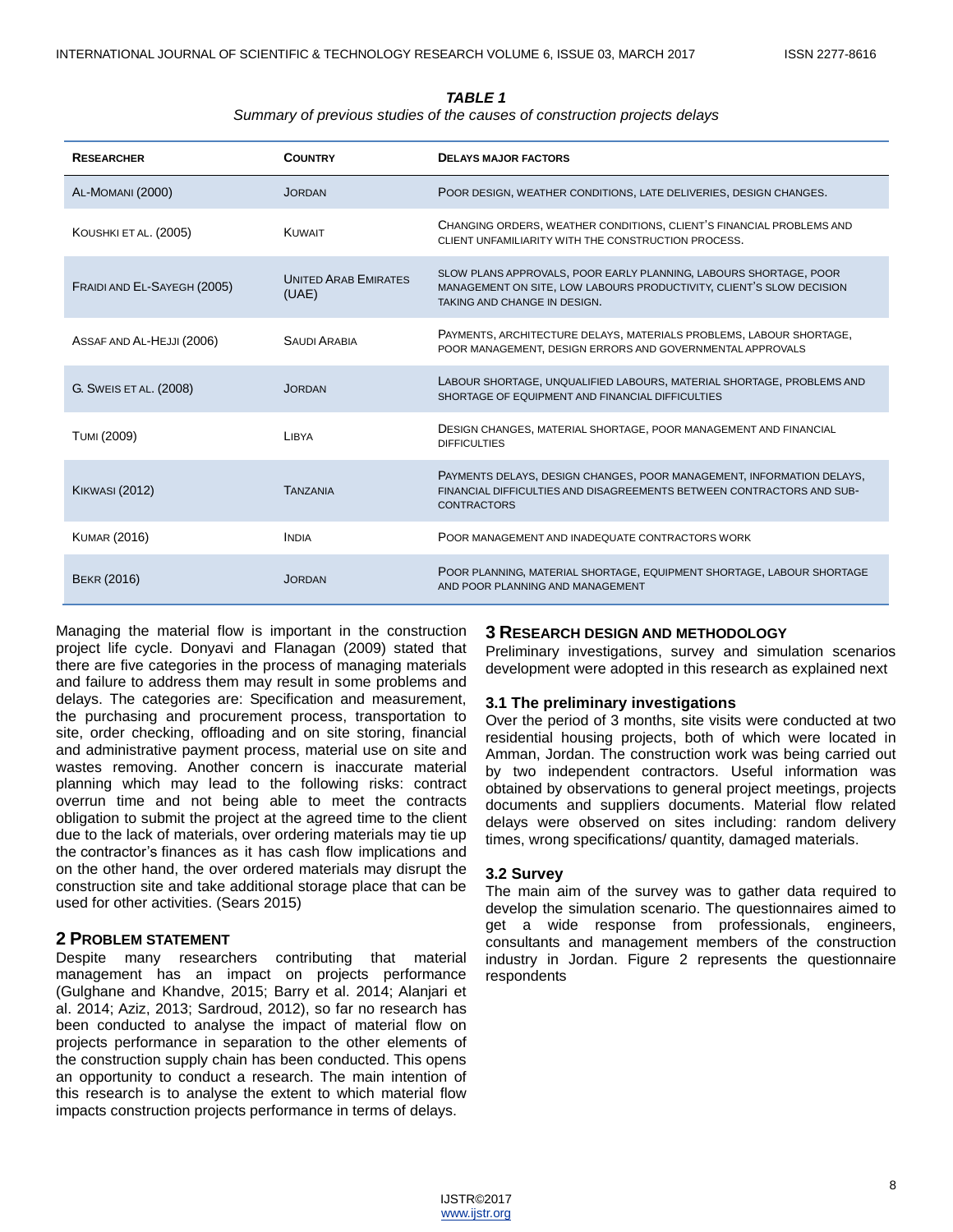***TABLE 1***

*Summary of previous studies of the causes of construction projects delays*

| RESEARCHER | COUNTRY | DELAYS MAJOR FACTORS |
|---|---|---|
| AL-MOMANI (2000) | JORDAN | POOR DESIGN, WEATHER CONDITIONS, LATE DELIVERIES, DESIGN CHANGES. |
| KOUSHKI ET AL. (2005) | KUWAIT | CHANGING ORDERS, WEATHER CONDITIONS, CLIENT'S FINANCIAL PROBLEMS AND CLIENT UNFAMILIARITY WITH THE CONSTRUCTION PROCESS. |
| FRAIDI AND EL-SAYEGH (2005) | UNITED ARAB EMIRATES (UAE) | SLOW PLANS APPROVALS, POOR EARLY PLANNING, LABOURS SHORTAGE, POOR MANAGEMENT ON SITE, LOW LABOURS PRODUCTIVITY, CLIENT'S SLOW DECISION TAKING AND CHANGE IN DESIGN. |
| ASSAF AND AL-HEJJI (2006) | SAUDI ARABIA | PAYMENTS, ARCHITECTURE DELAYS, MATERIALS PROBLEMS, LABOUR SHORTAGE, POOR MANAGEMENT, DESIGN ERRORS AND GOVERNMENTAL APPROVALS |
| G. SWEIS ET AL. (2008) | JORDAN | LABOUR SHORTAGE, UNQUALIFIED LABOURS, MATERIAL SHORTAGE, PROBLEMS AND SHORTAGE OF EQUIPMENT AND FINANCIAL DIFFICULTIES |
| TUMI (2009) | LIBYA | DESIGN CHANGES, MATERIAL SHORTAGE, POOR MANAGEMENT AND FINANCIAL DIFFICULTIES |
| KIKWASI (2012) | TANZANIA | PAYMENTS DELAYS, DESIGN CHANGES, POOR MANAGEMENT, INFORMATION DELAYS, FINANCIAL DIFFICULTIES AND DISAGREEMENTS BETWEEN CONTRACTORS AND SUB-CONTRACTORS |
| KUMAR (2016) | INDIA | POOR MANAGEMENT AND INADEQUATE CONTRACTORS WORK |
| BEKR (2016) | JORDAN | POOR PLANNING, MATERIAL SHORTAGE, EQUIPMENT SHORTAGE, LABOUR SHORTAGE AND POOR PLANNING AND MANAGEMENT |

Managing the material flow is important in the construction project life cycle. Donyavi and Flanagan (2009) stated that there are five categories in the process of managing materials and failure to address them may result in some problems and delays. The categories are: Specification and measurement, the purchasing and procurement process, transportation to site, order checking, offloading and on site storing, financial and administrative payment process, material use on site and wastes removing. Another concern is inaccurate material planning which may lead to the following risks: contract overrun time and not being able to meet the contracts obligation to submit the project at the agreed time to the client due to the lack of materials, over ordering materials may tie up the contractor's finances as it has cash flow implications and on the other hand, the over ordered materials may disrupt the construction site and take additional storage place that can be used for other activities. (Sears 2015)

## 2 PROBLEM STATEMENT

Despite many researchers contributing that material management has an impact on projects performance (Gulghane and Khandve, 2015; Barry et al. 2014; Alanjari et al. 2014; Aziz, 2013; Sardroud, 2012), so far no research has been conducted to analyse the impact of material flow on projects performance in separation to the other elements of the construction supply chain has been conducted. This opens an opportunity to conduct a research. The main intention of this research is to analyse the extent to which material flow impacts construction projects performance in terms of delays.

## 3 RESEARCH DESIGN AND METHODOLOGY

Preliminary investigations, survey and simulation scenarios development were adopted in this research as explained next

### 3.1 The preliminary investigations

Over the period of 3 months, site visits were conducted at two residential housing projects, both of which were located in Amman, Jordan. The construction work was being carried out by two independent contractors. Useful information was obtained by observations to general project meetings, projects documents and suppliers documents. Material flow related delays were observed on sites including: random delivery times, wrong specifications/ quantity, damaged materials.

### 3.2 Survey

The main aim of the survey was to gather data required to develop the simulation scenario. The questionnaires aimed to get a wide response from professionals, engineers, consultants and management members of the construction industry in Jordan. Figure 2 represents the questionnaire respondents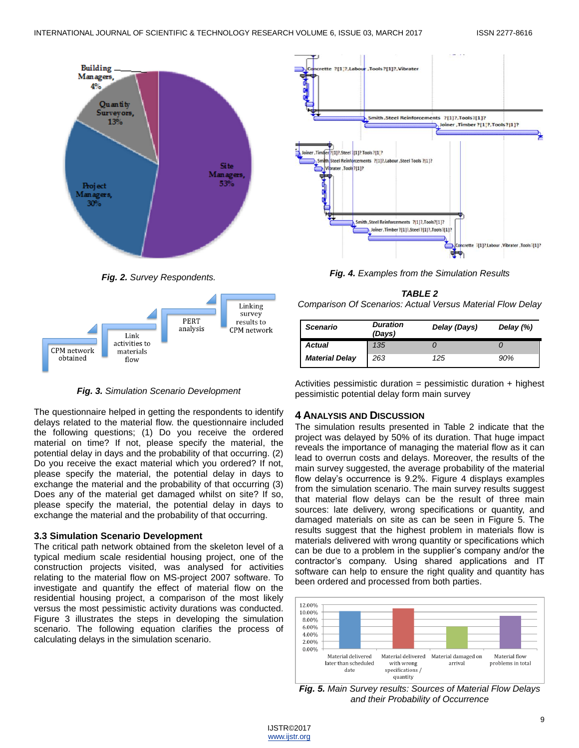*Fig. 2. Survey Respondents.*

*Fig. 3. Simulation Scenario Development*

The questionnaire helped in getting the respondents to identify delays related to the material flow. the questionnaire included the following questions; (1) Do you receive the ordered material on time? If not, please specify the material, the potential delay in days and the probability of that occurring. (2) Do you receive the exact material which you ordered? If not, please specify the material, the potential delay in days to exchange the material and the probability of that occurring (3) Does any of the material get damaged whilst on site? If so, please specify the material, the potential delay in days to exchange the material and the probability of that occurring.

### 3.3 Simulation Scenario Development

The critical path network obtained from the skeleton level of a typical medium scale residential housing project, one of the construction projects visited, was analysed for activities relating to the material flow on MS-project 2007 software. To investigate and quantify the effect of material flow on the residential housing project, a comparison of the most likely versus the most pessimistic activity durations was conducted. Figure 3 illustrates the steps in developing the simulation scenario. The following equation clarifies the process of calculating delays in the simulation scenario.

*Fig. 4. Examples from the Simulation Results*

***TABLE 2***
*Comparison Of Scenarios: Actual Versus Material Flow Delay*

| Scenario | Duration (Days) | Delay (Days) | Delay (%) |
|---|---|---|---|
| Actual | 135 | 0 | 0 |
| Material Delay | 263 | 125 | 90% |

Activities pessimistic duration = pessimistic duration + highest pessimistic potential delay form main survey

## 4 Analysis and Discussion

The simulation results presented in Table 2 indicate that the project was delayed by 50% of its duration. That huge impact reveals the importance of managing the material flow as it can lead to overrun costs and delays. Moreover, the results of the main survey suggested, the average probability of the material flow delay's occurrence is 9.2%. Figure 4 displays examples from the simulation scenario. The main survey results suggest that material flow delays can be the result of three main sources: late delivery, wrong specifications or quantity, and damaged materials on site as can be seen in Figure 5. The results suggest that the highest problem in materials flow is materials delivered with wrong quantity or specifications which can be due to a problem in the supplier's company and/or the contractor's company. Using shared applications and IT software can help to ensure the right quality and quantity has been ordered and processed from both parties.

*Fig. 5. Main Survey results: Sources of Material Flow Delays and their Probability of Occurrence*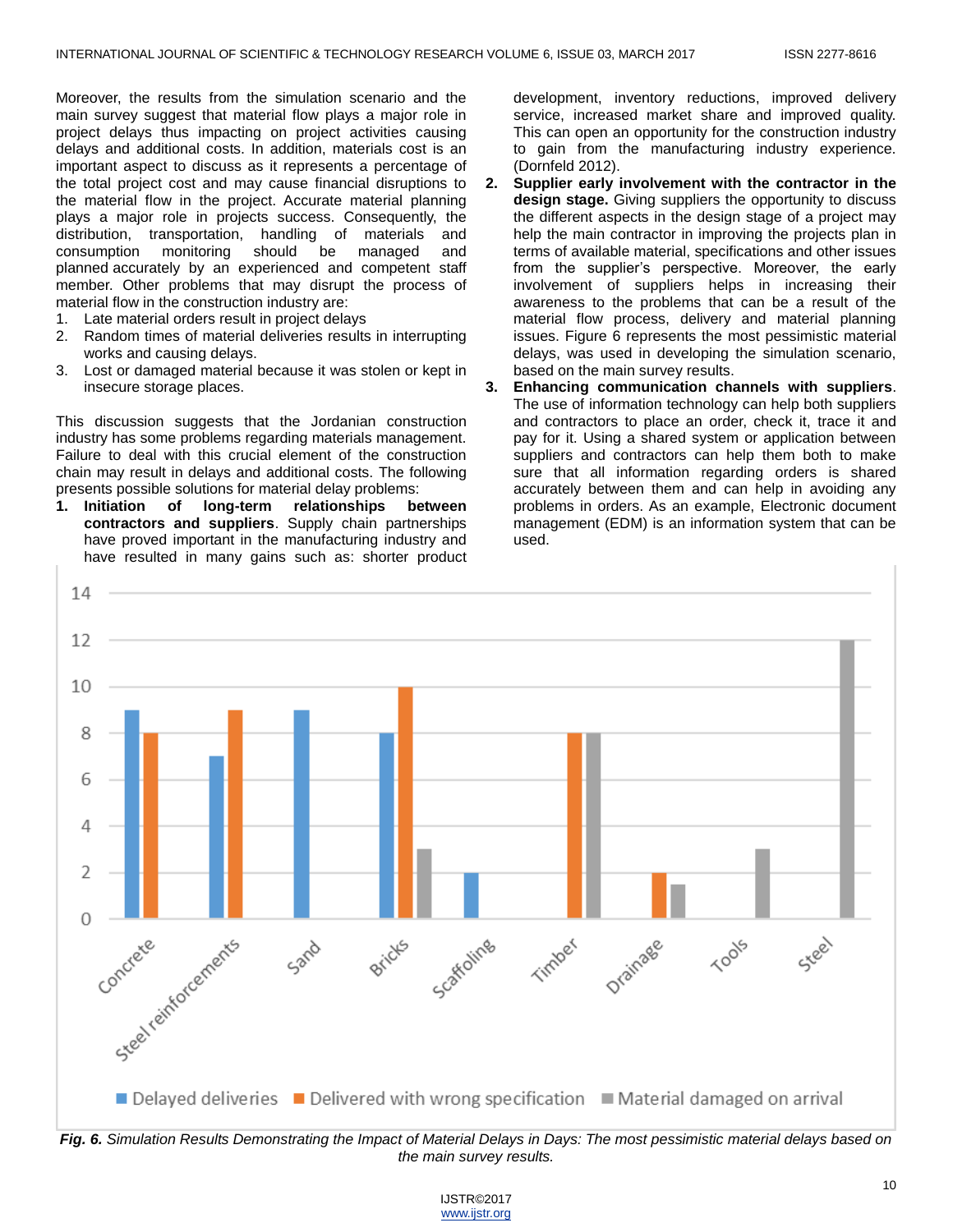Moreover, the results from the simulation scenario and the main survey suggest that material flow plays a major role in project delays thus impacting on project activities causing delays and additional costs. In addition, materials cost is an important aspect to discuss as it represents a percentage of the total project cost and may cause financial disruptions to the material flow in the project. Accurate material planning plays a major role in projects success. Consequently, the distribution, transportation, handling of materials and consumption monitoring should be managed and planned accurately by an experienced and competent staff member. Other problems that may disrupt the process of material flow in the construction industry are:

1. Late material orders result in project delays
2. Random times of material deliveries results in interrupting works and causing delays.
3. Lost or damaged material because it was stolen or kept in insecure storage places.

This discussion suggests that the Jordanian construction industry has some problems regarding materials management. Failure to deal with this crucial element of the construction chain may result in delays and additional costs. The following presents possible solutions for material delay problems:

1. **Initiation of long-term relationships between contractors and suppliers**. Supply chain partnerships have proved important in the manufacturing industry and have resulted in many gains such as: shorter product development, inventory reductions, improved delivery service, increased market share and improved quality. This can open an opportunity for the construction industry to gain from the manufacturing industry experience. (Dornfeld 2012).
2. **Supplier early involvement with the contractor in the design stage.** Giving suppliers the opportunity to discuss the different aspects in the design stage of a project may help the main contractor in improving the projects plan in terms of available material, specifications and other issues from the supplier's perspective. Moreover, the early involvement of suppliers helps in increasing their awareness to the problems that can be a result of the material flow process, delivery and material planning issues. Figure 6 represents the most pessimistic material delays, was used in developing the simulation scenario, based on the main survey results.
3. **Enhancing communication channels with suppliers**. The use of information technology can help both suppliers and contractors to place an order, check it, trace it and pay for it. Using a shared system or application between suppliers and contractors can help them both to make sure that all information regarding orders is shared accurately between them and can help in avoiding any problems in orders. As an example, Electronic document management (EDM) is an information system that can be used.

| Material | Delayed deliveries | Delivered with wrong specification | Material damaged on arrival |
|---|---|---|---|
| Concrete | 9 | 8 | |
| Steel reinforcements | 7 | 9 | |
| Sand | 9 | | |
| Bricks | 8 | 10 | 3 |
| Scaffoling | 2 | | |
| Timber | | 8 | 8 |
| Drainage | | 2 | 1.5 |
| Tools | | | 3 |
| Steel | | | 12 |

***Fig. 6.*** *Simulation Results Demonstrating the Impact of Material Delays in Days: The most pessimistic material delays based on the main survey results.*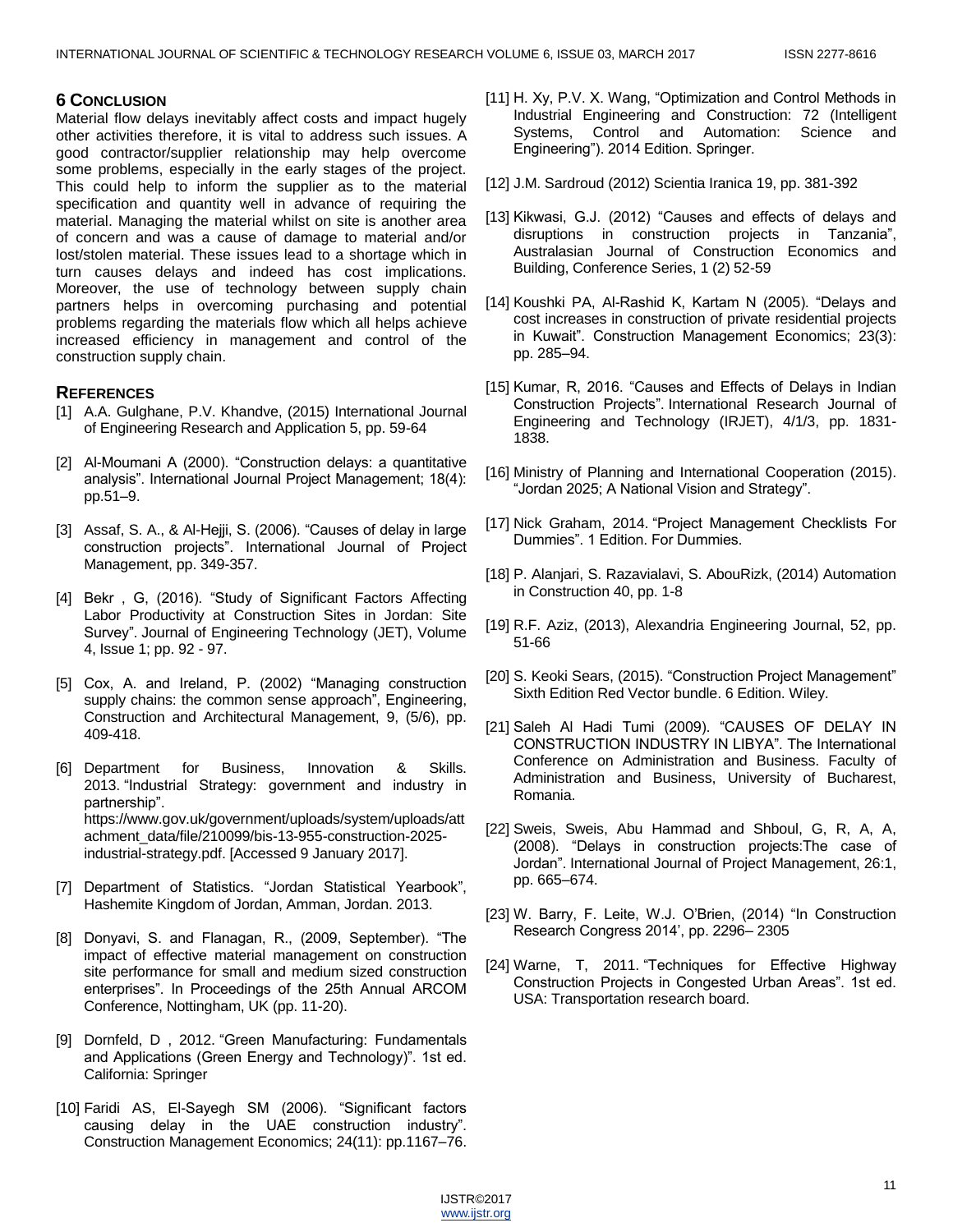## 6 Conclusion

Material flow delays inevitably affect costs and impact hugely other activities therefore, it is vital to address such issues. A good contractor/supplier relationship may help overcome some problems, especially in the early stages of the project. This could help to inform the supplier as to the material specification and quantity well in advance of requiring the material. Managing the material whilst on site is another area of concern and was a cause of damage to material and/or lost/stolen material. These issues lead to a shortage which in turn causes delays and indeed has cost implications. Moreover, the use of technology between supply chain partners helps in overcoming purchasing and potential problems regarding the materials flow which all helps achieve increased efficiency in management and control of the construction supply chain.

## References

[1] A.A. Gulghane, P.V. Khandve, (2015) International Journal of Engineering Research and Application 5, pp. 59-64

[2] Al-Moumani A (2000). "Construction delays: a quantitative analysis". International Journal Project Management; 18(4): pp.51–9.

[3] Assaf, S. A., & Al-Hejji, S. (2006). "Causes of delay in large construction projects". International Journal of Project Management, pp. 349-357.

[4] Bekr , G, (2016). "Study of Significant Factors Affecting Labor Productivity at Construction Sites in Jordan: Site Survey". Journal of Engineering Technology (JET), Volume 4, Issue 1; pp. 92 - 97.

[5] Cox, A. and Ireland, P. (2002) "Managing construction supply chains: the common sense approach", Engineering, Construction and Architectural Management, 9, (5/6), pp. 409-418.

[6] Department for Business, Innovation & Skills. 2013. "Industrial Strategy: government and industry in partnership". https://www.gov.uk/government/uploads/system/uploads/attachment_data/file/210099/bis-13-955-construction-2025-industrial-strategy.pdf. [Accessed 9 January 2017].

[7] Department of Statistics. "Jordan Statistical Yearbook", Hashemite Kingdom of Jordan, Amman, Jordan. 2013.

[8] Donyavi, S. and Flanagan, R., (2009, September). "The impact of effective material management on construction site performance for small and medium sized construction enterprises". In Proceedings of the 25th Annual ARCOM Conference, Nottingham, UK (pp. 11-20).

[9] Dornfeld, D , 2012. "Green Manufacturing: Fundamentals and Applications (Green Energy and Technology)". 1st ed. California: Springer

[10] Faridi AS, El-Sayegh SM (2006). "Significant factors causing delay in the UAE construction industry". Construction Management Economics; 24(11): pp.1167–76.

[11] H. Xy, P.V. X. Wang, "Optimization and Control Methods in Industrial Engineering and Construction: 72 (Intelligent Systems, Control and Automation: Science and Engineering"). 2014 Edition. Springer.

[12] J.M. Sardroud (2012) Scientia Iranica 19, pp. 381-392

[13] Kikwasi, G.J. (2012) "Causes and effects of delays and disruptions in construction projects in Tanzania", Australasian Journal of Construction Economics and Building, Conference Series, 1 (2) 52-59

[14] Koushki PA, Al-Rashid K, Kartam N (2005). "Delays and cost increases in construction of private residential projects in Kuwait". Construction Management Economics; 23(3): pp. 285–94.

[15] Kumar, R, 2016. "Causes and Effects of Delays in Indian Construction Projects". International Research Journal of Engineering and Technology (IRJET), 4/1/3, pp. 1831-1838.

[16] Ministry of Planning and International Cooperation (2015). "Jordan 2025; A National Vision and Strategy".

[17] Nick Graham, 2014. "Project Management Checklists For Dummies". 1 Edition. For Dummies.

[18] P. Alanjari, S. Razavialavi, S. AbouRizk, (2014) Automation in Construction 40, pp. 1-8

[19] R.F. Aziz, (2013), Alexandria Engineering Journal, 52, pp. 51-66

[20] S. Keoki Sears, (2015). "Construction Project Management" Sixth Edition Red Vector bundle. 6 Edition. Wiley.

[21] Saleh Al Hadi Tumi (2009). "CAUSES OF DELAY IN CONSTRUCTION INDUSTRY IN LIBYA". The International Conference on Administration and Business. Faculty of Administration and Business, University of Bucharest, Romania.

[22] Sweis, Sweis, Abu Hammad and Shboul, G, R, A, A, (2008). "Delays in construction projects:The case of Jordan". International Journal of Project Management, 26:1, pp. 665–674.

[23] W. Barry, F. Leite, W.J. O'Brien, (2014) "In Construction Research Congress 2014', pp. 2296– 2305

[24] Warne, T, 2011. "Techniques for Effective Highway Construction Projects in Congested Urban Areas". 1st ed. USA: Transportation research board.